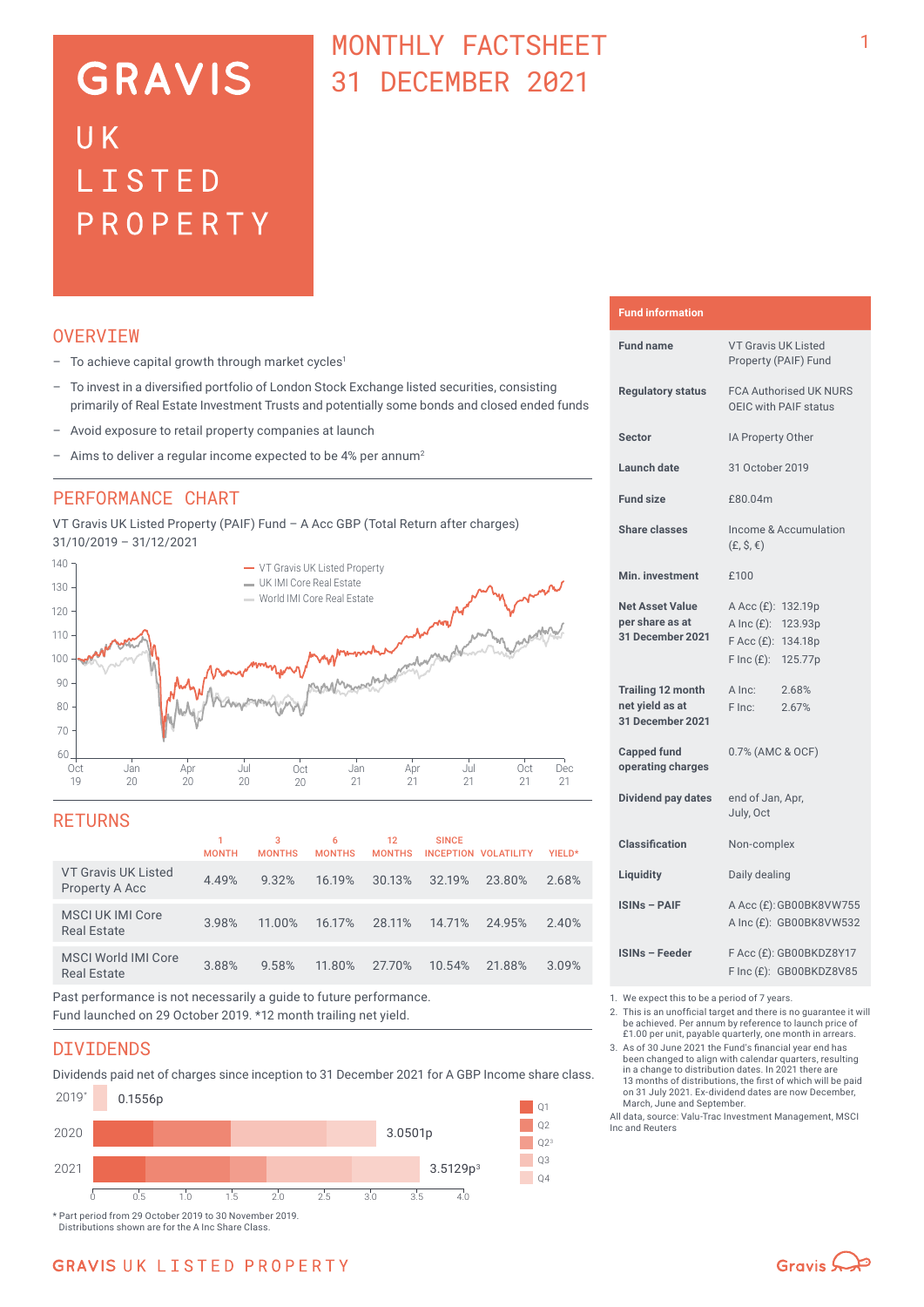# GRAVIS UK LISTED PROPERTY

# MONTHLY FACTSHEET 31 DECEMBER 2021

## OVERVIEW

- To achieve capital growth through market cycles[1]
- To invest in a diversified portfolio of London Stock Exchange listed securities, consisting primarily of Real Estate Investment Trusts and potentially some bonds and closed ended funds
- Avoid exposure to retail property companies at launch
- Aims to deliver a regular income expected to be 4% per annum[2]

## PERFORMANCE CHART

VT Gravis UK Listed Property (PAIF) Fund – A Acc GBP (Total Return after charges)
31/10/2019 – 31/12/2021

## RETURNS

| | 1 MONTH | 3 MONTHS | 6 MONTHS | 12 MONTHS | SINCE INCEPTION | VOLATILITY | YIELD* |
|---|---|---|---|---|---|---|---|
| VT Gravis UK Listed Property A Acc | 4.49% | 9.32% | 16.19% | 30.13% | 32.19% | 23.80% | 2.68% |
| MSCI UK IMI Core Real Estate | 3.98% | 11.00% | 16.17% | 28.11% | 14.71% | 24.95% | 2.40% |
| MSCI World IMI Core Real Estate | 3.88% | 9.58% | 11.80% | 27.70% | 10.54% | 21.88% | 3.09% |

Past performance is not necessarily a guide to future performance.
Fund launched on 29 October 2019. *12 month trailing net yield.

## DIVIDENDS

Dividends paid net of charges since inception to 31 December 2021 for A GBP Income share class.

| Year | Total |
|---|---|
| 2019* | 0.1556p |
| 2020 | 3.0501p |
| 2021 | 3.5129p[3] |

\* Part period from 29 October 2019 to 30 November 2019.
Distributions shown are for the A Inc Share Class.

## Fund information

| | |
|---|---|
| Fund name | VT Gravis UK Listed Property (PAIF) Fund |
| Regulatory status | FCA Authorised UK NURS OEIC with PAIF status |
| Sector | IA Property Other |
| Launch date | 31 October 2019 |
| Fund size | £80.04m |
| Share classes | Income & Accumulation (£, $, €) |
| Min. investment | £100 |
| Net Asset Value per share as at 31 December 2021 | A Acc (£): 132.19p<br>A Inc (£): 123.93p<br>F Acc (£): 134.18p<br>F Inc (£): 125.77p |
| Trailing 12 month net yield as at 31 December 2021 | A Inc: 2.68%<br>F Inc: 2.67% |
| Capped fund operating charges | 0.7% (AMC & OCF) |
| Dividend pay dates | end of Jan, Apr, July, Oct |
| Classification | Non-complex |
| Liquidity | Daily dealing |
| ISINs – PAIF | A Acc (£): GB00BK8VW755<br>A Inc (£): GB00BK8VW532 |
| ISINs – Feeder | F Acc (£): GB00BKDZ8Y17<br>F Inc (£): GB00BKDZ8V85 |

1. We expect this to be a period of 7 years.
2. This is an unofficial target and there is no guarantee it will be achieved. Per annum by reference to launch price of £1.00 per unit, payable quarterly, one month in arrears.
3. As of 30 June 2021 the Fund's financial year end has been changed to align with calendar quarters, resulting in a change to distribution dates. In 2021 there are 13 months of distributions, the first of which will be paid on 31 July 2021. Ex-dividend dates are now December, March, June and September.

All data, source: Valu-Trac Investment Management, MSCI Inc and Reuters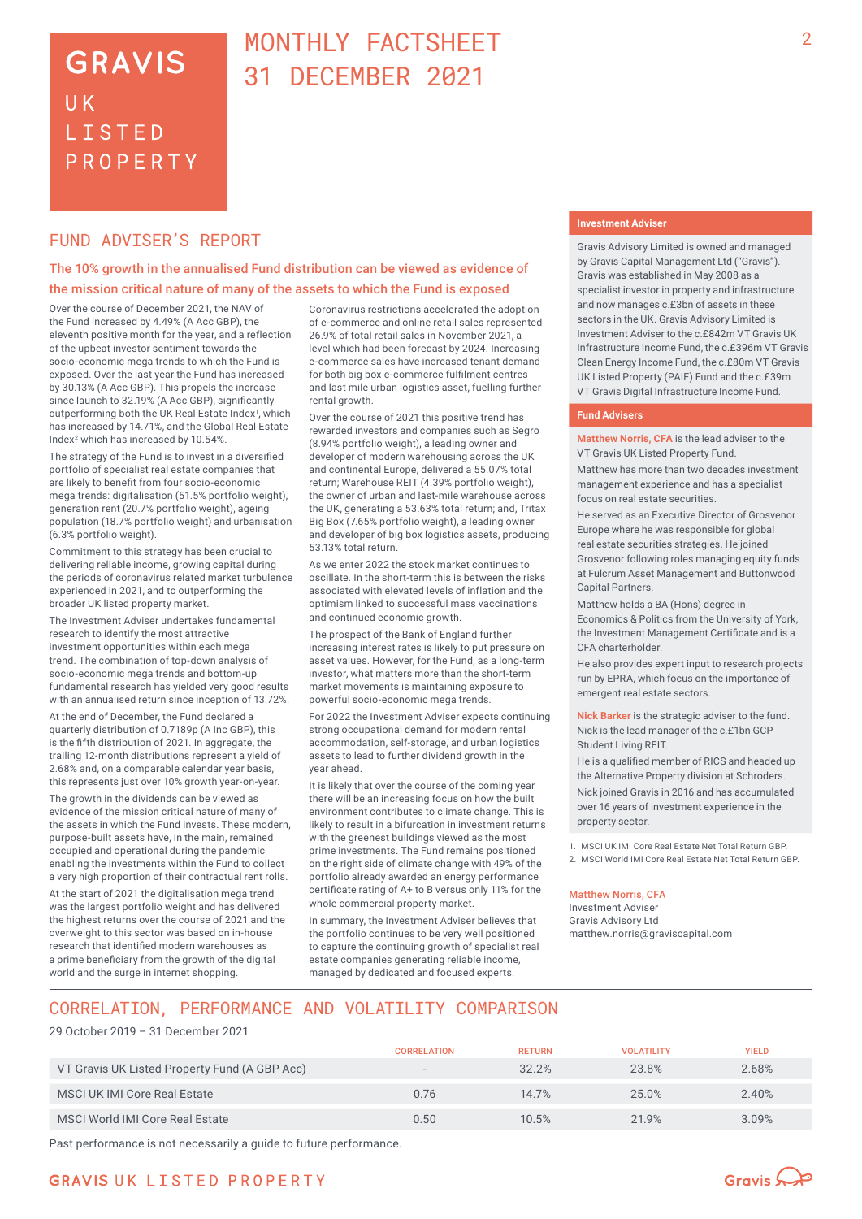# GRAVIS UK LISTED PROPERTY

# MONTHLY FACTSHEET 31 DECEMBER 2021

## FUND ADVISER'S REPORT

### The 10% growth in the annualised Fund distribution can be viewed as evidence of the mission critical nature of many of the assets to which the Fund is exposed

Over the course of December 2021, the NAV of the Fund increased by 4.49% (A Acc GBP), the eleventh positive month for the year, and a reflection of the upbeat investor sentiment towards the socio-economic mega trends to which the Fund is exposed. Over the last year the Fund has increased by 30.13% (A Acc GBP). This propels the increase since launch to 32.19% (A Acc GBP), significantly outperforming both the UK Real Estate Index[1], which has increased by 14.71%, and the Global Real Estate Index[2] which has increased by 10.54%.

The strategy of the Fund is to invest in a diversified portfolio of specialist real estate companies that are likely to benefit from four socio-economic mega trends: digitalisation (51.5% portfolio weight), generation rent (20.7% portfolio weight), ageing population (18.7% portfolio weight) and urbanisation (6.3% portfolio weight).

Commitment to this strategy has been crucial to delivering reliable income, growing capital during the periods of coronavirus related market turbulence experienced in 2021, and to outperforming the broader UK listed property market.

The Investment Adviser undertakes fundamental research to identify the most attractive investment opportunities within each mega trend. The combination of top-down analysis of socio-economic mega trends and bottom-up fundamental research has yielded very good results with an annualised return since inception of 13.72%.

At the end of December, the Fund declared a quarterly distribution of 0.7189p (A Inc GBP), this is the fifth distribution of 2021. In aggregate, the trailing 12-month distributions represent a yield of 2.68% and, on a comparable calendar year basis, this represents just over 10% growth year-on-year.

The growth in the dividends can be viewed as evidence of the mission critical nature of many of the assets in which the Fund invests. These modern, purpose-built assets have, in the main, remained occupied and operational during the pandemic enabling the investments within the Fund to collect a very high proportion of their contractual rent rolls.

At the start of 2021 the digitalisation mega trend was the largest portfolio weight and has delivered the highest returns over the course of 2021 and the overweight to this sector was based on in-house research that identified modern warehouses as a prime beneficiary from the growth of the digital world and the surge in internet shopping.

Coronavirus restrictions accelerated the adoption of e-commerce and online retail sales represented 26.9% of total retail sales in November 2021, a level which had been forecast by 2024. Increasing e-commerce sales have increased tenant demand for both big box e-commerce fulfilment centres and last mile urban logistics asset, fuelling further rental growth.

Over the course of 2021 this positive trend has rewarded investors and companies such as Segro (8.94% portfolio weight), a leading owner and developer of modern warehousing across the UK and continental Europe, delivered a 55.07% total return; Warehouse REIT (4.39% portfolio weight), the owner of urban and last-mile warehouse across the UK, generating a 53.63% total return; and, Tritax Big Box (7.65% portfolio weight), a leading owner and developer of big box logistics assets, producing 53.13% total return.

As we enter 2022 the stock market continues to oscillate. In the short-term this is between the risks associated with elevated levels of inflation and the optimism linked to successful mass vaccinations and continued economic growth.

The prospect of the Bank of England further increasing interest rates is likely to put pressure on asset values. However, for the Fund, as a long-term investor, what matters more than the short-term market movements is maintaining exposure to powerful socio-economic mega trends.

For 2022 the Investment Adviser expects continuing strong occupational demand for modern rental accommodation, self-storage, and urban logistics assets to lead to further dividend growth in the year ahead.

It is likely that over the course of the coming year there will be an increasing focus on how the built environment contributes to climate change. This is likely to result in a bifurcation in investment returns with the greenest buildings viewed as the most prime investments. The Fund remains positioned on the right side of climate change with 49% of the portfolio already awarded an energy performance certificate rating of A+ to B versus only 11% for the whole commercial property market.

In summary, the Investment Adviser believes that the portfolio continues to be very well positioned to capture the continuing growth of specialist real estate companies generating reliable income, managed by dedicated and focused experts.

### Investment Adviser

Gravis Advisory Limited is owned and managed by Gravis Capital Management Ltd ("Gravis"). Gravis was established in May 2008 as a specialist investor in property and infrastructure and now manages c.£3bn of assets in these sectors in the UK. Gravis Advisory Limited is Investment Adviser to the c.£842m VT Gravis UK Infrastructure Income Fund, the c.£396m VT Gravis Clean Energy Income Fund, the c.£80m VT Gravis UK Listed Property (PAIF) Fund and the c.£39m VT Gravis Digital Infrastructure Income Fund.

### Fund Advisers

**Matthew Norris, CFA** is the lead adviser to the VT Gravis UK Listed Property Fund.

Matthew has more than two decades investment management experience and has a specialist focus on real estate securities.

He served as an Executive Director of Grosvenor Europe where he was responsible for global real estate securities strategies. He joined Grosvenor following roles managing equity funds at Fulcrum Asset Management and Buttonwood Capital Partners.

Matthew holds a BA (Hons) degree in Economics & Politics from the University of York, the Investment Management Certificate and is a CFA charterholder.

He also provides expert input to research projects run by EPRA, which focus on the importance of emergent real estate sectors.

**Nick Barker** is the strategic adviser to the fund. Nick is the lead manager of the c.£1bn GCP Student Living REIT.

He is a qualified member of RICS and headed up the Alternative Property division at Schroders.

Nick joined Gravis in 2016 and has accumulated over 16 years of investment experience in the property sector.

1. MSCI UK IMI Core Real Estate Net Total Return GBP.
2. MSCI World IMI Core Real Estate Net Total Return GBP.

**Matthew Norris, CFA**
Investment Adviser
Gravis Advisory Ltd
matthew.norris@graviscapital.com

## CORRELATION, PERFORMANCE AND VOLATILITY COMPARISON

29 October 2019 – 31 December 2021

| | CORRELATION | RETURN | VOLATILITY | YIELD |
|---|---|---|---|---|
| VT Gravis UK Listed Property Fund (A GBP Acc) | - | 32.2% | 23.8% | 2.68% |
| MSCI UK IMI Core Real Estate | 0.76 | 14.7% | 25.0% | 2.40% |
| MSCI World IMI Core Real Estate | 0.50 | 10.5% | 21.9% | 3.09% |

Past performance is not necessarily a guide to future performance.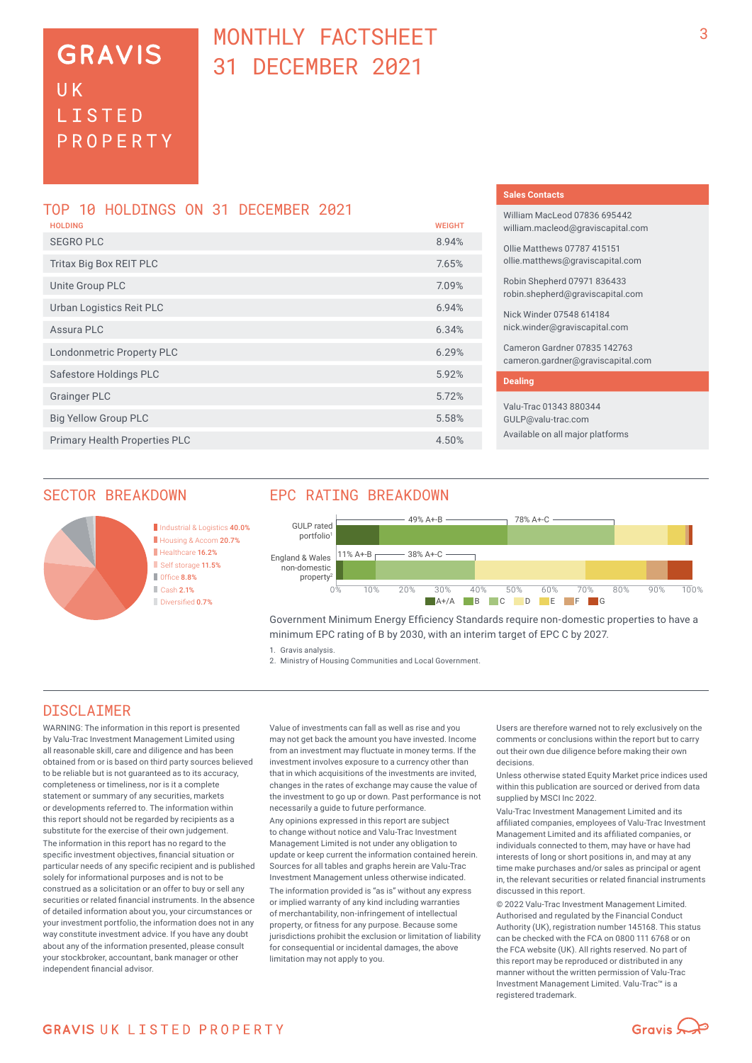# GRAVIS UK LISTED PROPERTY

# MONTHLY FACTSHEET 31 DECEMBER 2021

## TOP 10 HOLDINGS ON 31 DECEMBER 2021

| HOLDING | WEIGHT |
|---|---|
| SEGRO PLC | 8.94% |
| Tritax Big Box REIT PLC | 7.65% |
| Unite Group PLC | 7.09% |
| Urban Logistics Reit PLC | 6.94% |
| Assura PLC | 6.34% |
| Londonmetric Property PLC | 6.29% |
| Safestore Holdings PLC | 5.92% |
| Grainger PLC | 5.72% |
| Big Yellow Group PLC | 5.58% |
| Primary Health Properties PLC | 4.50% |

### Sales Contacts

William MacLeod 07836 695442
william.macleod@graviscapital.com

Ollie Matthews 07787 415151
ollie.matthews@graviscapital.com

Robin Shepherd 07971 836433
robin.shepherd@graviscapital.com

Nick Winder 07548 614184
nick.winder@graviscapital.com

Cameron Gardner 07835 142763
cameron.gardner@graviscapital.com

### Dealing

Valu-Trac 01343 880344
GULP@valu-trac.com
Available on all major platforms

## SECTOR BREAKDOWN

Industrial & Logistics 40.0%
Housing & Accom 20.7%
Healthcare 16.2%
Self storage 11.5%
Office 8.8%
Cash 2.1%
Diversified 0.7%

## EPC RATING BREAKDOWN

GULP rated portfolio[1]
49% A+-B
78% A+-C

England & Wales non-domestic property[2]
11% A+-B
38% A+-C

0% 10% 20% 30% 40% 50% 60% 70% 80% 90% 100%

A+/A B C D E F G

Government Minimum Energy Efficiency Standards require non-domestic properties to have a minimum EPC rating of B by 2030, with an interim target of EPC C by 2027.

1. Gravis analysis.
2. Ministry of Housing Communities and Local Government.

## DISCLAIMER

WARNING: The information in this report is presented by Valu-Trac Investment Management Limited using all reasonable skill, care and diligence and has been obtained from or is based on third party sources believed to be reliable but is not guaranteed as to its accuracy, completeness or timeliness, nor is it a complete statement or summary of any securities, markets or developments referred to. The information within this report should not be regarded by recipients as a substitute for the exercise of their own judgement.

The information in this report has no regard to the specific investment objectives, financial situation or particular needs of any specific recipient and is published solely for informational purposes and is not to be construed as a solicitation or an offer to buy or sell any securities or related financial instruments. In the absence of detailed information about you, your circumstances or your investment portfolio, the information does not in any way constitute investment advice. If you have any doubt about any of the information presented, please consult your stockbroker, accountant, bank manager or other independent financial advisor.

Value of investments can fall as well as rise and you may not get back the amount you have invested. Income from an investment may fluctuate in money terms. If the investment involves exposure to a currency other than that in which acquisitions of the investments are invited, changes in the rates of exchange may cause the value of the investment to go up or down. Past performance is not necessarily a guide to future performance.

Any opinions expressed in this report are subject to change without notice and Valu-Trac Investment Management Limited is not under any obligation to update or keep current the information contained herein. Sources for all tables and graphs herein are Valu-Trac Investment Management unless otherwise indicated.

The information provided is "as is" without any express or implied warranty of any kind including warranties of merchantability, non-infringement of intellectual property, or fitness for any purpose. Because some jurisdictions prohibit the exclusion or limitation of liability for consequential or incidental damages, the above limitation may not apply to you.

Users are therefore warned not to rely exclusively on the comments or conclusions within the report but to carry out their own due diligence before making their own decisions.

Unless otherwise stated Equity Market price indices used within this publication are sourced or derived from data supplied by MSCI Inc 2022.

Valu-Trac Investment Management Limited and its affiliated companies, employees of Valu-Trac Investment Management Limited and its affiliated companies, or individuals connected to them, may have or have had interests of long or short positions in, and may at any time make purchases and/or sales as principal or agent in, the relevant securities or related financial instruments discussed in this report.

© 2022 Valu-Trac Investment Management Limited. Authorised and regulated by the Financial Conduct Authority (UK), registration number 145168. This status can be checked with the FCA on 0800 111 6768 or on the FCA website (UK). All rights reserved. No part of this report may be reproduced or distributed in any manner without the written permission of Valu-Trac Investment Management Limited. Valu-Trac™ is a registered trademark.